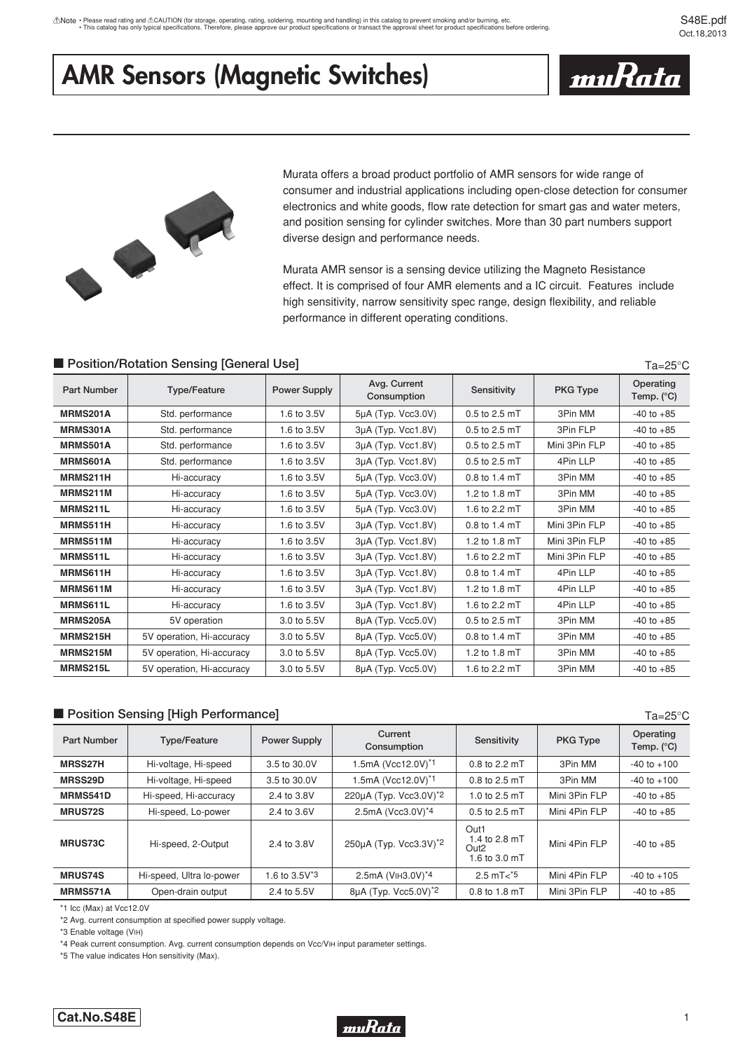⚠Note • Please read rating and ⚠CAUTION (for storage, operating, rating, soldering, mounting and handling) in this catalog to prevent smoking and/or burning, etc.
• This catalog has only typical specifications. Therefore, please approve our product specifications or transact the approval sheet for product specifications before ordering.

# AMR Sensors (Magnetic Switches)

Murata offers a broad product portfolio of AMR sensors for wide range of consumer and industrial applications including open-close detection for consumer electronics and white goods, flow rate detection for smart gas and water meters, and position sensing for cylinder switches. More than 30 part numbers support diverse design and performance needs.

Murata AMR sensor is a sensing device utilizing the Magneto Resistance effect. It is comprised of four AMR elements and a IC circuit. Features include high sensitivity, narrow sensitivity spec range, design flexibility, and reliable performance in different operating conditions.

## ■ Position/Rotation Sensing [General Use]

Ta=25°C

| Part Number | Type/Feature | Power Supply | Avg. Current Consumption | Sensitivity | PKG Type | Operating Temp. (°C) |
|---|---|---|---|---|---|---|
| **MRMS201A** | Std. performance | 1.6 to 3.5V | 5μA (Typ. Vcc3.0V) | 0.5 to 2.5 mT | 3Pin MM | -40 to +85 |
| **MRMS301A** | Std. performance | 1.6 to 3.5V | 3μA (Typ. Vcc1.8V) | 0.5 to 2.5 mT | 3Pin FLP | -40 to +85 |
| **MRMS501A** | Std. performance | 1.6 to 3.5V | 3μA (Typ. Vcc1.8V) | 0.5 to 2.5 mT | Mini 3Pin FLP | -40 to +85 |
| **MRMS601A** | Std. performance | 1.6 to 3.5V | 3μA (Typ. Vcc1.8V) | 0.5 to 2.5 mT | 4Pin LLP | -40 to +85 |
| **MRMS211H** | Hi-accuracy | 1.6 to 3.5V | 5μA (Typ. Vcc3.0V) | 0.8 to 1.4 mT | 3Pin MM | -40 to +85 |
| **MRMS211M** | Hi-accuracy | 1.6 to 3.5V | 5μA (Typ. Vcc3.0V) | 1.2 to 1.8 mT | 3Pin MM | -40 to +85 |
| **MRMS211L** | Hi-accuracy | 1.6 to 3.5V | 5μA (Typ. Vcc3.0V) | 1.6 to 2.2 mT | 3Pin MM | -40 to +85 |
| **MRMS511H** | Hi-accuracy | 1.6 to 3.5V | 3μA (Typ. Vcc1.8V) | 0.8 to 1.4 mT | Mini 3Pin FLP | -40 to +85 |
| **MRMS511M** | Hi-accuracy | 1.6 to 3.5V | 3μA (Typ. Vcc1.8V) | 1.2 to 1.8 mT | Mini 3Pin FLP | -40 to +85 |
| **MRMS511L** | Hi-accuracy | 1.6 to 3.5V | 3μA (Typ. Vcc1.8V) | 1.6 to 2.2 mT | Mini 3Pin FLP | -40 to +85 |
| **MRMS611H** | Hi-accuracy | 1.6 to 3.5V | 3μA (Typ. Vcc1.8V) | 0.8 to 1.4 mT | 4Pin LLP | -40 to +85 |
| **MRMS611M** | Hi-accuracy | 1.6 to 3.5V | 3μA (Typ. Vcc1.8V) | 1.2 to 1.8 mT | 4Pin LLP | -40 to +85 |
| **MRMS611L** | Hi-accuracy | 1.6 to 3.5V | 3μA (Typ. Vcc1.8V) | 1.6 to 2.2 mT | 4Pin LLP | -40 to +85 |
| **MRMS205A** | 5V operation | 3.0 to 5.5V | 8μA (Typ. Vcc5.0V) | 0.5 to 2.5 mT | 3Pin MM | -40 to +85 |
| **MRMS215H** | 5V operation, Hi-accuracy | 3.0 to 5.5V | 8μA (Typ. Vcc5.0V) | 0.8 to 1.4 mT | 3Pin MM | -40 to +85 |
| **MRMS215M** | 5V operation, Hi-accuracy | 3.0 to 5.5V | 8μA (Typ. Vcc5.0V) | 1.2 to 1.8 mT | 3Pin MM | -40 to +85 |
| **MRMS215L** | 5V operation, Hi-accuracy | 3.0 to 5.5V | 8μA (Typ. Vcc5.0V) | 1.6 to 2.2 mT | 3Pin MM | -40 to +85 |

## ■ Position Sensing [High Performance]

Ta=25°C

| Part Number | Type/Feature | Power Supply | Current Consumption | Sensitivity | PKG Type | Operating Temp. (°C) |
|---|---|---|---|---|---|---|
| **MRSS27H** | Hi-voltage, Hi-speed | 3.5 to 30.0V | 1.5mA (Vcc12.0V)*1 | 0.8 to 2.2 mT | 3Pin MM | -40 to +100 |
| **MRSS29D** | Hi-voltage, Hi-speed | 3.5 to 30.0V | 1.5mA (Vcc12.0V)*1 | 0.8 to 2.5 mT | 3Pin MM | -40 to +100 |
| **MRMS541D** | Hi-speed, Hi-accuracy | 2.4 to 3.8V | 220μA (Typ. Vcc3.0V)*2 | 1.0 to 2.5 mT | Mini 3Pin FLP | -40 to +85 |
| **MRUS72S** | Hi-speed, Lo-power | 2.4 to 3.6V | 2.5mA (Vcc3.0V)*4 | 0.5 to 2.5 mT | Mini 4Pin FLP | -40 to +85 |
| **MRUS73C** | Hi-speed, 2-Output | 2.4 to 3.8V | 250μA (Typ. Vcc3.3V)*2 | Out1 1.4 to 2.8 mT Out2 1.6 to 3.0 mT | Mini 4Pin FLP | -40 to +85 |
| **MRUS74S** | Hi-speed, Ultra lo-power | 1.6 to 3.5V*3 | 2.5mA (VIH3.0V)*4 | 2.5 mT<*5 | Mini 4Pin FLP | -40 to +105 |
| **MRMS571A** | Open-drain output | 2.4 to 5.5V | 8μA (Typ. Vcc5.0V)*2 | 0.8 to 1.8 mT | Mini 3Pin FLP | -40 to +85 |

*1 Icc (Max) at Vcc12.0V

*2 Avg. current consumption at specified power supply voltage.

*3 Enable voltage (VIH)

*4 Peak current consumption. Avg. current consumption depends on Vcc/VIH input parameter settings.

*5 The value indicates Hon sensitivity (Max).

Cat.No.S48E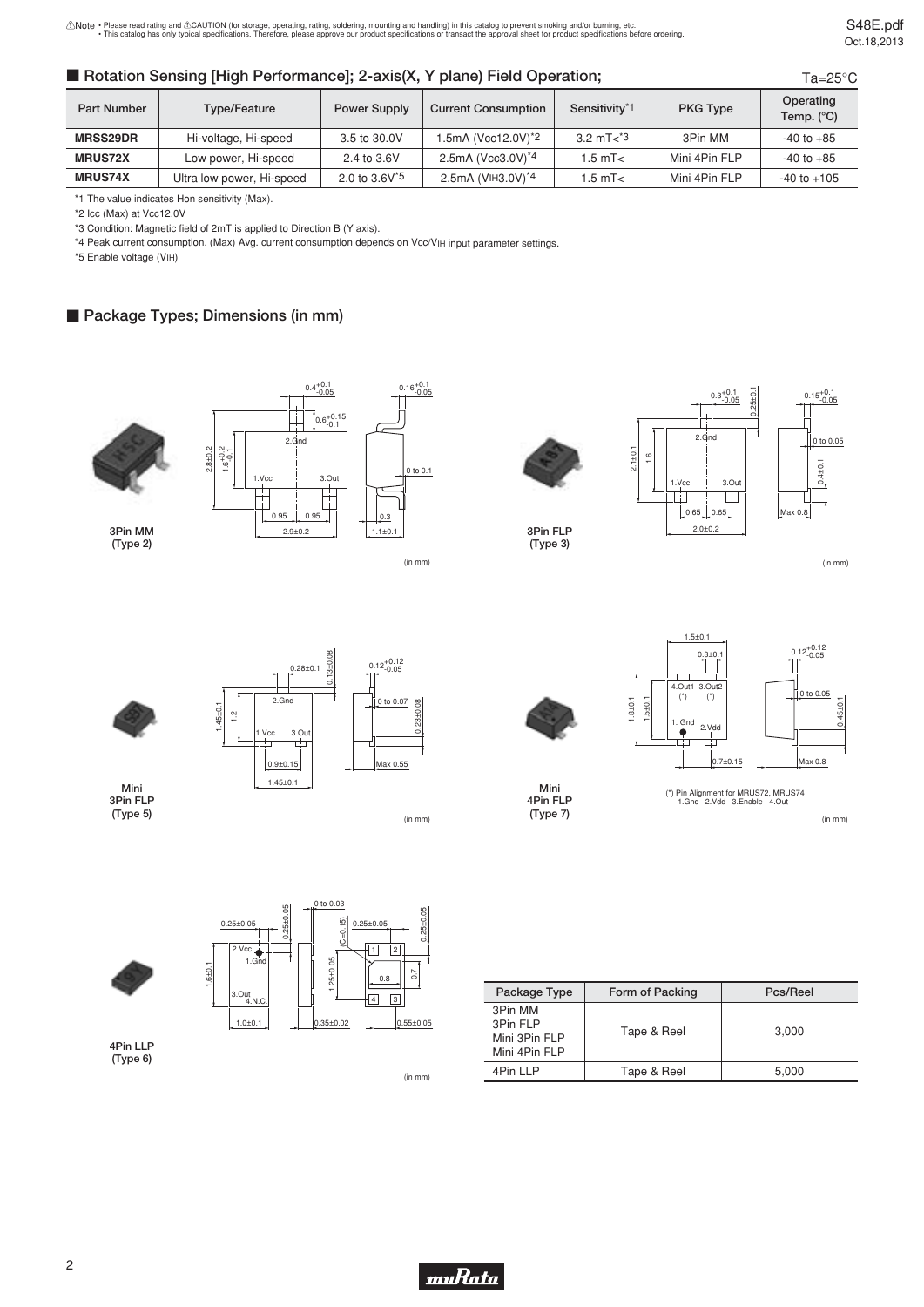⚠Note • Please read rating and ⚠CAUTION (for storage, operating, rating, soldering, mounting and handling) in this catalog to prevent smoking and/or burning, etc.
• This catalog has only typical specifications. Therefore, please approve our product specifications or transact the approval sheet for product specifications before ordering.

## ■ Rotation Sensing [High Performance]; 2-axis(X, Y plane) Field Operation;

Ta=25°C

| Part Number | Type/Feature | Power Supply | Current Consumption | Sensitivity*1 | PKG Type | Operating Temp. (°C) |
|---|---|---|---|---|---|---|
| **MRSS29DR** | Hi-voltage, Hi-speed | 3.5 to 30.0V | 1.5mA (Vcc12.0V)*2 | 3.2 mT<*3 | 3Pin MM | -40 to +85 |
| **MRUS72X** | Low power, Hi-speed | 2.4 to 3.6V | 2.5mA (Vcc3.0V)*4 | 1.5 mT< | Mini 4Pin FLP | -40 to +85 |
| **MRUS74X** | Ultra low power, Hi-speed | 2.0 to 3.6V*5 | 2.5mA (VIH3.0V)*4 | 1.5 mT< | Mini 4Pin FLP | -40 to +105 |

*1 The value indicates Hon sensitivity (Max).

*2 Icc (Max) at Vcc12.0V

*3 Condition: Magnetic field of 2mT is applied to Direction B (Y axis).

*4 Peak current consumption. (Max) Avg. current consumption depends on Vcc/VIH input parameter settings.

*5 Enable voltage (VIH)

## ■ Package Types; Dimensions (in mm)

3Pin MM (Type 2)

(in mm)

3Pin FLP (Type 3)

(in mm)

Mini 3Pin FLP (Type 5)

(in mm)

Mini 4Pin FLP (Type 7)

(*) Pin Alignment for MRUS72, MRUS74
1.Gnd 2.Vdd 3.Enable 4.Out

(in mm)

4Pin LLP (Type 6)

(in mm)

| Package Type | Form of Packing | Pcs/Reel |
|---|---|---|
| 3Pin MM<br>3Pin FLP<br>Mini 3Pin FLP<br>Mini 4Pin FLP | Tape & Reel | 3,000 |
| 4Pin LLP | Tape & Reel | 5,000 |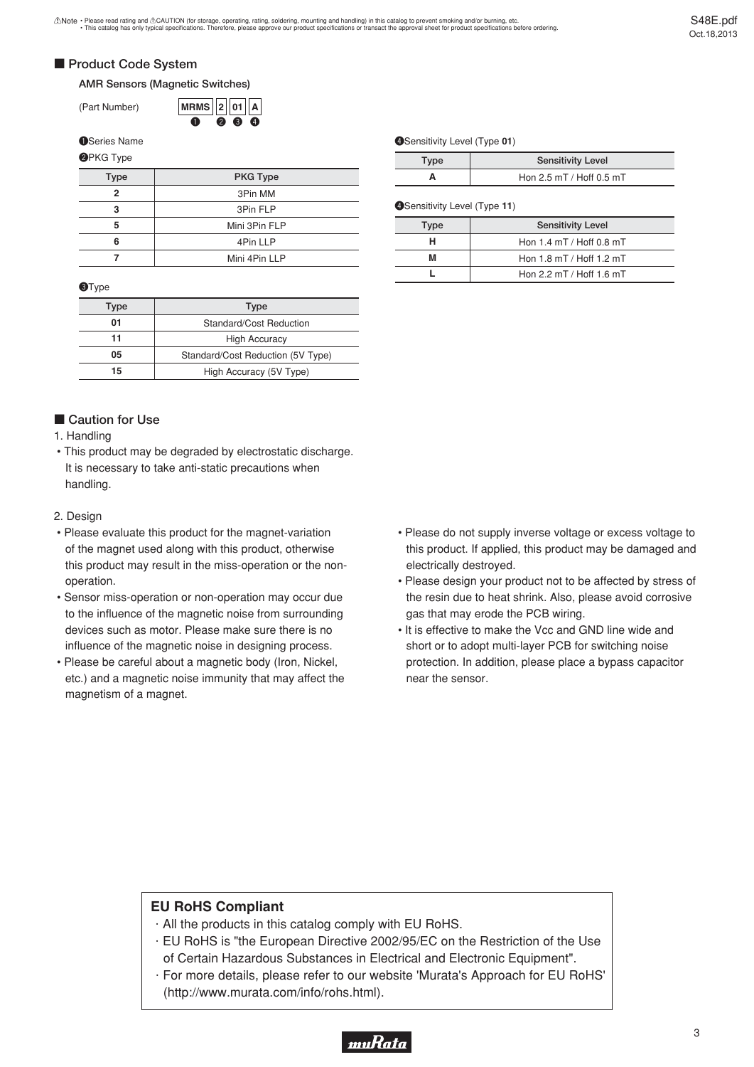## Product Code System

### AMR Sensors (Magnetic Switches)

(Part Number) MRMS 2 01 A
❶ ❷ ❸ ❹

❶Series Name

❷PKG Type

| Type | PKG Type |
|---|---|
| 2 | 3Pin MM |
| 3 | 3Pin FLP |
| 5 | Mini 3Pin FLP |
| 6 | 4Pin LLP |
| 7 | Mini 4Pin LLP |

❸Type

| Type | Type |
|---|---|
| 01 | Standard/Cost Reduction |
| 11 | High Accuracy |
| 05 | Standard/Cost Reduction (5V Type) |
| 15 | High Accuracy (5V Type) |

❹Sensitivity Level (Type **01**)

| Type | Sensitivity Level |
|---|---|
| A | Hon 2.5 mT / Hoff 0.5 mT |

❹Sensitivity Level (Type **11**)

| Type | Sensitivity Level |
|---|---|
| H | Hon 1.4 mT / Hoff 0.8 mT |
| M | Hon 1.8 mT / Hoff 1.2 mT |
| L | Hon 2.2 mT / Hoff 1.6 mT |

## Caution for Use

1. Handling

- This product may be degraded by electrostatic discharge. It is necessary to take anti-static precautions when handling.

2. Design

- Please evaluate this product for the magnet-variation of the magnet used along with this product, otherwise this product may result in the miss-operation or the non-operation.
- Sensor miss-operation or non-operation may occur due to the influence of the magnetic noise from surrounding devices such as motor. Please make sure there is no influence of the magnetic noise in designing process.
- Please be careful about a magnetic body (Iron, Nickel, etc.) and a magnetic noise immunity that may affect the magnetism of a magnet.
- Please do not supply inverse voltage or excess voltage to this product. If applied, this product may be damaged and electrically destroyed.
- Please design your product not to be affected by stress of the resin due to heat shrink. Also, please avoid corrosive gas that may erode the PCB wiring.
- It is effective to make the Vcc and GND line wide and short or to adopt multi-layer PCB for switching noise protection. In addition, please place a bypass capacitor near the sensor.

**EU RoHS Compliant**

- All the products in this catalog comply with EU RoHS.
- EU RoHS is "the European Directive 2002/95/EC on the Restriction of the Use of Certain Hazardous Substances in Electrical and Electronic Equipment".
- For more details, please refer to our website 'Murata's Approach for EU RoHS' (http://www.murata.com/info/rohs.html).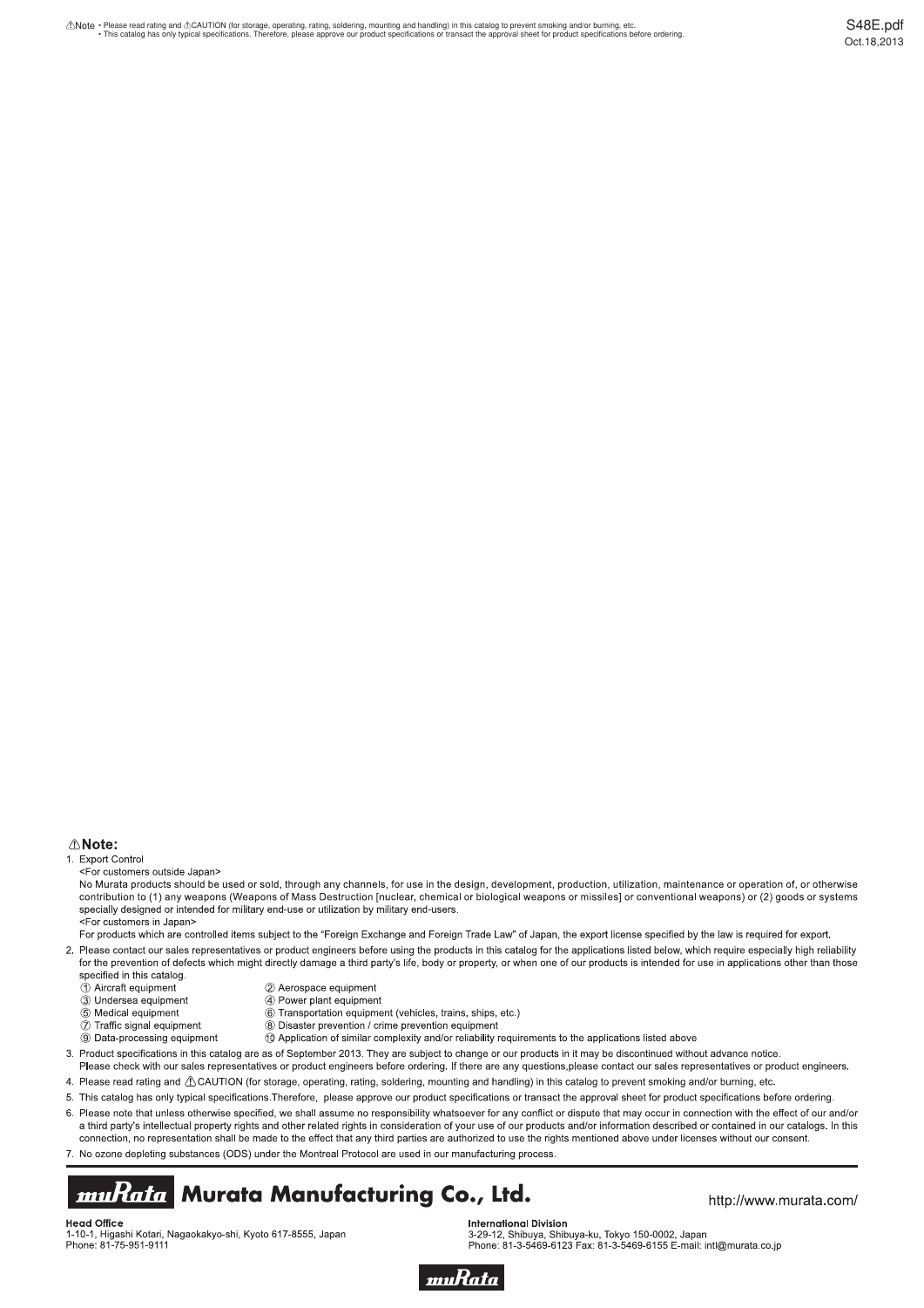## ⚠Note:

1. Export Control
   <For customers outside Japan>
   No Murata products should be used or sold, through any channels, for use in the design, development, production, utilization, maintenance or operation of, or otherwise contribution to (1) any weapons (Weapons of Mass Destruction [nuclear, chemical or biological weapons or missiles] or conventional weapons) or (2) goods or systems specially designed or intended for military end-use or utilization by military end-users.
   <For customers in Japan>
   For products which are controlled items subject to the "Foreign Exchange and Foreign Trade Law" of Japan, the export license specified by the law is required for export.
2. Please contact our sales representatives or product engineers before using the products in this catalog for the applications listed below, which require especially high reliability for the prevention of defects which might directly damage a third party's life, body or property, or when one of our products is intended for use in applications other than those specified in this catalog.
   ① Aircraft equipment
   ② Aerospace equipment
   ③ Undersea equipment
   ④ Power plant equipment
   ⑤ Medical equipment
   ⑥ Transportation equipment (vehicles, trains, ships, etc.)
   ⑦ Traffic signal equipment
   ⑧ Disaster prevention / crime prevention equipment
   ⑨ Data-processing equipment
   ⑩ Application of similar complexity and/or reliability requirements to the applications listed above
3. Product specifications in this catalog are as of September 2013. They are subject to change or our products in it may be discontinued without advance notice. Please check with our sales representatives or product engineers before ordering. If there are any questions,please contact our sales representatives or product engineers.
4. Please read rating and ⚠CAUTION (for storage, operating, rating, soldering, mounting and handling) in this catalog to prevent smoking and/or burning, etc.
5. This catalog has only typical specifications.Therefore, please approve our product specifications or transact the approval sheet for product specifications before ordering.
6. Please note that unless otherwise specified, we shall assume no responsibility whatsoever for any conflict or dispute that may occur in connection with the effect of our and/or a third party's intellectual property rights and other related rights in consideration of your use of our products and/or information described or contained in our catalogs. In this connection, no representation shall be made to the effect that any third parties are authorized to use the rights mentioned above under licenses without our consent.
7. No ozone depleting substances (ODS) under the Montreal Protocol are used in our manufacturing process.

**muRata Murata Manufacturing Co., Ltd.**

http://www.murata.com/

**Head Office**
1-10-1, Higashi Kotari, Nagaokakyo-shi, Kyoto 617-8555, Japan
Phone: 81-75-951-9111

**International Division**
3-29-12, Shibuya, Shibuya-ku, Tokyo 150-0002, Japan
Phone: 81-3-5469-6123 Fax: 81-3-5469-6155 E-mail: intl@murata.co.jp